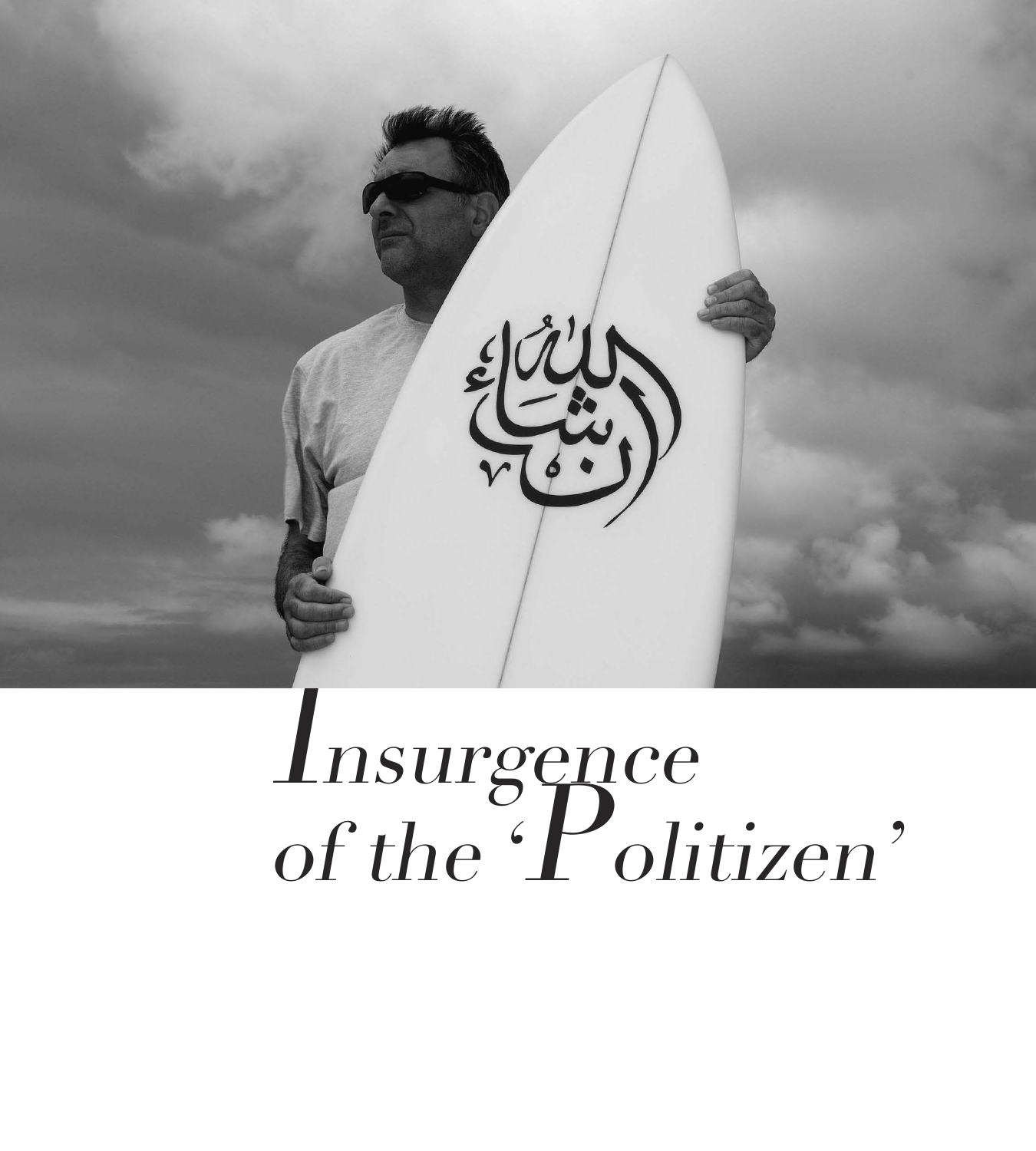# *Insurgence of the 'Politizen'*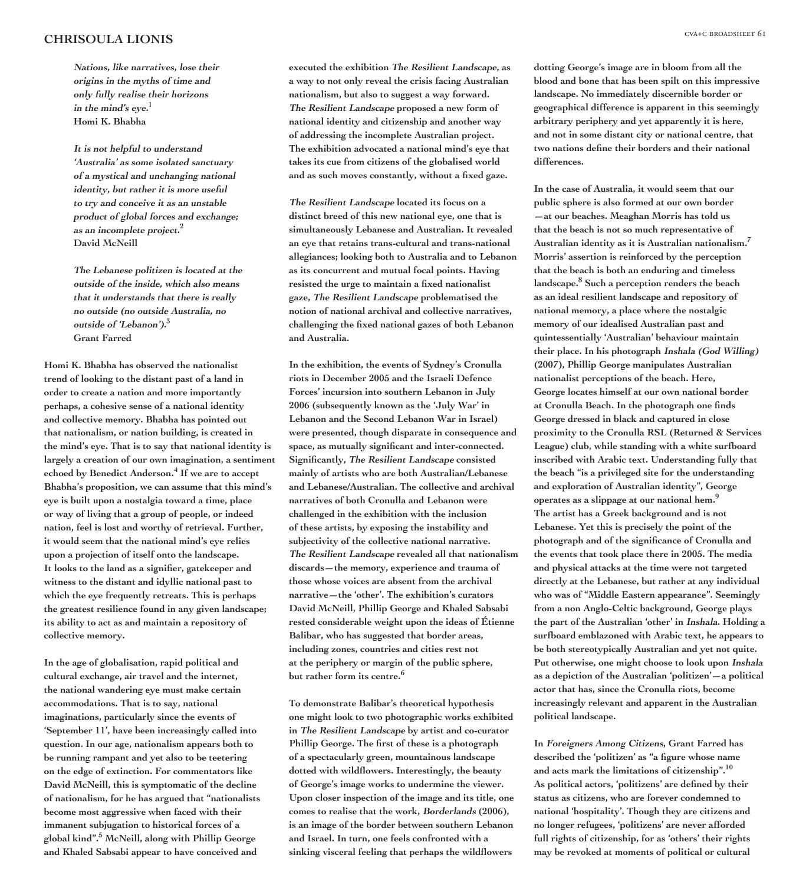*Nations, like narratives, lose their origins in the myths of time and only fully realise their horizons in the mind's eye.*[1]
**Homi K. Bhabha**

*It is not helpful to understand 'Australia' as some isolated sanctuary of a mystical and unchanging national identity, but rather it is more useful to try and conceive it as an unstable product of global forces and exchange; as an incomplete project.*[2]
**David McNeill**

*The Lebanese politizen is located at the outside of the inside, which also means that it understands that there is really no outside (no outside Australia, no outside of 'Lebanon').*[3]
**Grant Farred**

Homi K. Bhabha has observed the nationalist trend of looking to the distant past of a land in order to create a nation and more importantly perhaps, a cohesive sense of a national identity and collective memory. Bhabha has pointed out that nationalism, or nation building, is created in the mind's eye. That is to say that national identity is largely a creation of our own imagination, a sentiment echoed by Benedict Anderson.[4] If we are to accept Bhabha's proposition, we can assume that this mind's eye is built upon a nostalgia toward a time, place or way of living that a group of people, or indeed nation, feel is lost and worthy of retrieval. Further, it would seem that the national mind's eye relies upon a projection of itself onto the landscape. It looks to the land as a signifier, gatekeeper and witness to the distant and idyllic national past to which the eye frequently retreats. This is perhaps the greatest resilience found in any given landscape; its ability to act as and maintain a repository of collective memory.

In the age of globalisation, rapid political and cultural exchange, air travel and the internet, the national wandering eye must make certain accommodations. That is to say, national imaginations, particularly since the events of 'September 11', have been increasingly called into question. In our age, nationalism appears both to be running rampant and yet also to be teetering on the edge of extinction. For commentators like David McNeill, this is symptomatic of the decline of nationalism, for he has argued that "nationalists become most aggressive when faced with their immanent subjugation to historical forces of a global kind".[5] McNeill, along with Phillip George and Khaled Sabsabi appear to have conceived and executed the exhibition *The Resilient Landscape*, as a way to not only reveal the crisis facing Australian nationalism, but also to suggest a way forward. *The Resilient Landscape* proposed a new form of national identity and citizenship and another way of addressing the incomplete Australian project. The exhibition advocated a national mind's eye that takes its cue from citizens of the globalised world and as such moves constantly, without a fixed gaze.

*The Resilient Landscape* located its focus on a distinct breed of this new national eye, one that is simultaneously Lebanese and Australian. It revealed an eye that retains trans-cultural and trans-national allegiances; looking both to Australia and to Lebanon as its concurrent and mutual focal points. Having resisted the urge to maintain a fixed nationalist gaze, *The Resilient Landscape* problematised the notion of national archival and collective narratives, challenging the fixed national gazes of both Lebanon and Australia.

In the exhibition, the events of Sydney's Cronulla riots in December 2005 and the Israeli Defence Forces' incursion into southern Lebanon in July 2006 (subsequently known as the 'July War' in Lebanon and the Second Lebanon War in Israel) were presented, though disparate in consequence and space, as mutually significant and inter-connected. Significantly, *The Resilient Landscape* consisted mainly of artists who are both Australian/Lebanese and Lebanese/Australian. The collective and archival narratives of both Cronulla and Lebanon were challenged in the exhibition with the inclusion of these artists, by exposing the instability and subjectivity of the collective national narrative. *The Resilient Landscape* revealed all that nationalism discards—the memory, experience and trauma of those whose voices are absent from the archival narrative—the 'other'. The exhibition's curators David McNeill, Phillip George and Khaled Sabsabi rested considerable weight upon the ideas of Étienne Balibar, who has suggested that border areas, including zones, countries and cities rest not at the periphery or margin of the public sphere, but rather form its centre.[6]

To demonstrate Balibar's theoretical hypothesis one might look to two photographic works exhibited in *The Resilient Landscape* by artist and co-curator Phillip George. The first of these is a photograph of a spectacularly green, mountainous landscape dotted with wildflowers. Interestingly, the beauty of George's image works to undermine the viewer. Upon closer inspection of the image and its title, one comes to realise that the work, *Borderlands* (2006), is an image of the border between southern Lebanon and Israel. In turn, one feels confronted with a sinking visceral feeling that perhaps the wildflowers dotting George's image are in bloom from all the blood and bone that has been spilt on this impressive landscape. No immediately discernible border or geographical difference is apparent in this seemingly arbitrary periphery and yet apparently it is here, and not in some distant city or national centre, that two nations define their borders and their national differences.

In the case of Australia, it would seem that our public sphere is also formed at our own border—at our beaches. Meaghan Morris has told us that the beach is not so much representative of Australian identity as it is Australian nationalism.[7] Morris' assertion is reinforced by the perception that the beach is both an enduring and timeless landscape.[8] Such a perception renders the beach as an ideal resilient landscape and repository of national memory, a place where the nostalgic memory of our idealised Australian past and quintessentially 'Australian' behaviour maintain their place. In his photograph *Inshala (God Willing)* (2007), Phillip George manipulates Australian nationalist perceptions of the beach. Here, George locates himself at our own national border at Cronulla Beach. In the photograph one finds George dressed in black and captured in close proximity to the Cronulla RSL (Returned & Services League) club, while standing with a white surfboard inscribed with Arabic text. Understanding fully that the beach "is a privileged site for the understanding and exploration of Australian identity", George operates as a slippage at our national hem.[9] The artist has a Greek background and is not Lebanese. Yet this is precisely the point of the photograph and of the significance of Cronulla and the events that took place there in 2005. The media and physical attacks at the time were not targeted directly at the Lebanese, but rather at any individual who was of "Middle Eastern appearance". Seemingly from a non Anglo-Celtic background, George plays the part of the Australian 'other' in *Inshala*. Holding a surfboard emblazoned with Arabic text, he appears to be both stereotypically Australian and yet not quite. Put otherwise, one might choose to look upon *Inshala* as a depiction of the Australian 'politizen'—a political actor that has, since the Cronulla riots, become increasingly relevant and apparent in the Australian political landscape.

In *Foreigners Among Citizens*, Grant Farred has described the 'politizen' as "a figure whose name and acts mark the limitations of citizenship".[10] As political actors, 'politizens' are defined by their status as citizens, who are forever condemned to national 'hospitality'. Though they are citizens and no longer refugees, 'politizens' are never afforded full rights of citizenship, for as 'others' their rights may be revoked at moments of political or cultural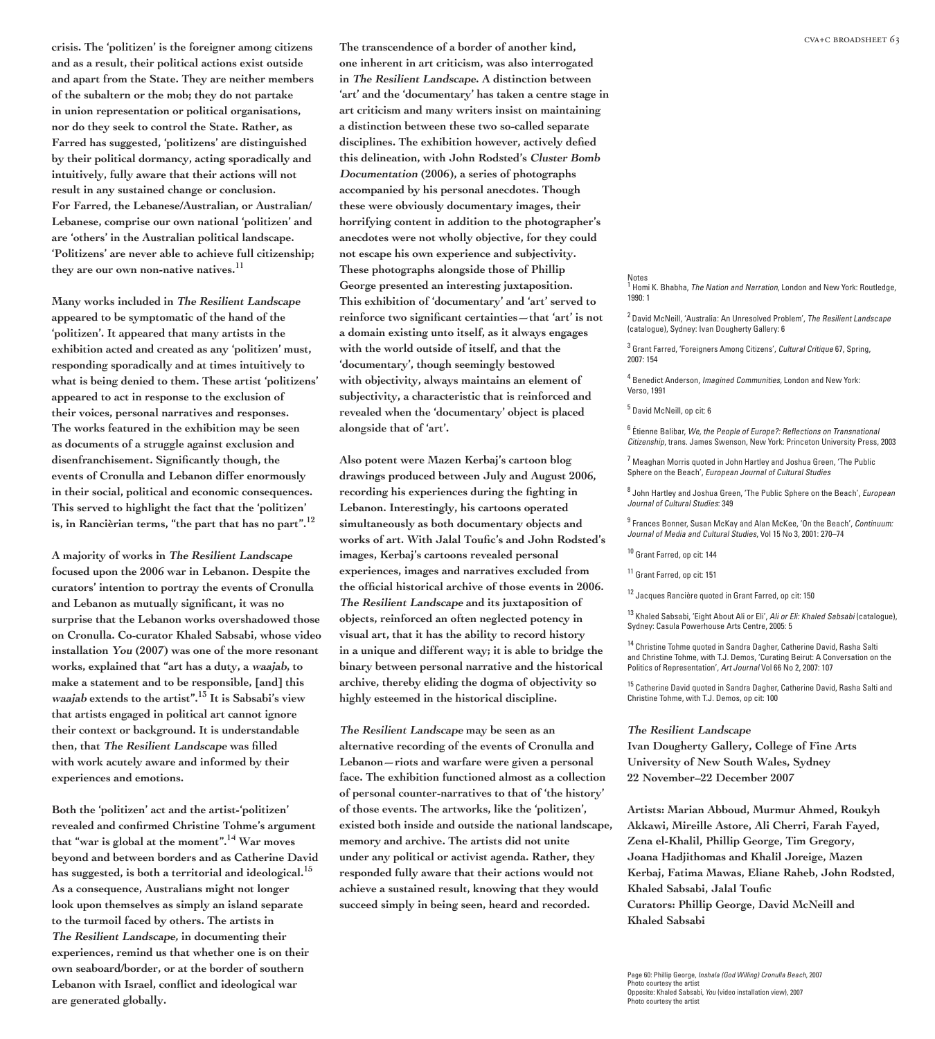crisis. The 'politizen' is the foreigner among citizens and as a result, their political actions exist outside and apart from the State. They are neither members of the subaltern or the mob; they do not partake in union representation or political organisations, nor do they seek to control the State. Rather, as Farred has suggested, 'politizens' are distinguished by their political dormancy, acting sporadically and intuitively, fully aware that their actions will not result in any sustained change or conclusion. For Farred, the Lebanese/Australian, or Australian/Lebanese, comprise our own national 'politizen' and are 'others' in the Australian political landscape. 'Politizens' are never able to achieve full citizenship; they are our own non-native natives.[11]

Many works included in *The Resilient Landscape* appeared to be symptomatic of the hand of the 'politizen'. It appeared that many artists in the exhibition acted and created as any 'politizen' must, responding sporadically and at times intuitively to what is being denied to them. These artist 'politizens' appeared to act in response to the exclusion of their voices, personal narratives and responses. The works featured in the exhibition may be seen as documents of a struggle against exclusion and disenfranchisement. Significantly though, the events of Cronulla and Lebanon differ enormously in their social, political and economic consequences. This served to highlight the fact that the 'politizen' is, in Rancièrian terms, "the part that has no part".[12]

A majority of works in *The Resilient Landscape* focused upon the 2006 war in Lebanon. Despite the curators' intention to portray the events of Cronulla and Lebanon as mutually significant, it was no surprise that the Lebanon works overshadowed those on Cronulla. Co-curator Khaled Sabsabi, whose video installation *You* (2007) was one of the more resonant works, explained that "art has a duty, a *waajab*, to make a statement and to be responsible, [and] this *waajab* extends to the artist".[13] It is Sabsabi's view that artists engaged in political art cannot ignore their context or background. It is understandable then, that *The Resilient Landscape* was filled with work acutely aware and informed by their experiences and emotions.

Both the 'politizen' act and the artist-'politizen' revealed and confirmed Christine Tohme's argument that "war is global at the moment".[14] War moves beyond and between borders and as Catherine David has suggested, is both a territorial and ideological.[15] As a consequence, Australians might not longer look upon themselves as simply an island separate to the turmoil faced by others. The artists in *The Resilient Landscape*, in documenting their experiences, remind us that whether one is on their own seaboard/border, or at the border of southern Lebanon with Israel, conflict and ideological war are generated globally.

The transcendence of a border of another kind, one inherent in art criticism, was also interrogated in *The Resilient Landscape*. A distinction between 'art' and the 'documentary' has taken a centre stage in art criticism and many writers insist on maintaining a distinction between these two so-called separate disciplines. The exhibition however, actively defied this delineation, with John Rodsted's *Cluster Bomb Documentation* (2006), a series of photographs accompanied by his personal anecdotes. Though these were obviously documentary images, their horrifying content in addition to the photographer's anecdotes were not wholly objective, for they could not escape his own experience and subjectivity. These photographs alongside those of Phillip George presented an interesting juxtaposition. This exhibition of 'documentary' and 'art' served to reinforce two significant certainties—that 'art' is not a domain existing unto itself, as it always engages with the world outside of itself, and that the 'documentary', though seemingly bestowed with objectivity, always maintains an element of subjectivity, a characteristic that is reinforced and revealed when the 'documentary' object is placed alongside that of 'art'.

Also potent were Mazen Kerbaj's cartoon blog drawings produced between July and August 2006, recording his experiences during the fighting in Lebanon. Interestingly, his cartoons operated simultaneously as both documentary objects and works of art. With Jalal Toufic's and John Rodsted's images, Kerbaj's cartoons revealed personal experiences, images and narratives excluded from the official historical archive of those events in 2006. *The Resilient Landscape* and its juxtaposition of objects, reinforced an often neglected potency in visual art, that it has the ability to record history in a unique and different way; it is able to bridge the binary between personal narrative and the historical archive, thereby eliding the dogma of objectivity so highly esteemed in the historical discipline.

*The Resilient Landscape* may be seen as an alternative recording of the events of Cronulla and Lebanon—riots and warfare were given a personal face. The exhibition functioned almost as a collection of personal counter-narratives to that of 'the history' of those events. The artworks, like the 'politizen', existed both inside and outside the national landscape, memory and archive. The artists did not unite under any political or activist agenda. Rather, they responded fully aware that their actions would not achieve a sustained result, knowing that they would succeed simply in being seen, heard and recorded.

Notes

1 Homi K. Bhabha, *The Nation and Narration*, London and New York: Routledge, 1990: 1

2 David McNeill, 'Australia: An Unresolved Problem', *The Resilient Landscape* (catalogue), Sydney: Ivan Dougherty Gallery: 6

3 Grant Farred, 'Foreigners Among Citizens', *Cultural Critique* 67, Spring, 2007: 154

4 Benedict Anderson, *Imagined Communities*, London and New York: Verso, 1991

5 David McNeill, op cit: 6

6 Étienne Balibar, *We, the People of Europe?: Reflections on Transnational Citizenship*, trans. James Swenson, New York: Princeton University Press, 2003

7 Meaghan Morris quoted in John Hartley and Joshua Green, 'The Public Sphere on the Beach', *European Journal of Cultural Studies*

8 John Hartley and Joshua Green, 'The Public Sphere on the Beach', *European Journal of Cultural Studies*: 349

9 Frances Bonner, Susan McKay and Alan McKee, 'On the Beach', *Continuum: Journal of Media and Cultural Studies*, Vol 15 No 3, 2001: 270–74

10 Grant Farred, op cit: 144

11 Grant Farred, op cit: 151

12 Jacques Rancière quoted in Grant Farred, op cit: 150

13 Khaled Sabsabi, 'Eight About Ali or Eli', *Ali or Eli: Khaled Sabsabi* (catalogue), Sydney: Casula Powerhouse Arts Centre, 2005: 5

14 Christine Tohme quoted in Sandra Dagher, Catherine David, Rasha Salti and Christine Tohme, with T.J. Demos, 'Curating Beirut: A Conversation on the Politics of Representation', *Art Journal* Vol 66 No 2, 2007: 107

15 Catherine David quoted in Sandra Dagher, Catherine David, Rasha Salti and Christine Tohme, with T.J. Demos, op cit: 100

***The Resilient Landscape***
**Ivan Dougherty Gallery, College of Fine Arts**
**University of New South Wales, Sydney**
**22 November–22 December 2007**

**Artists: Marian Abboud, Murmur Ahmed, Roukyh Akkawi, Mireille Astore, Ali Cherri, Farah Fayed, Zena el-Khalil, Phillip George, Tim Gregory, Joana Hadjithomas and Khalil Joreige, Mazen Kerbaj, Fatima Mawas, Eliane Raheb, John Rodsted, Khaled Sabsabi, Jalal Toufic**
**Curators: Phillip George, David McNeill and Khaled Sabsabi**

Page 60: Phillip George, *Inshala (God Willing) Cronulla Beach*, 2007
Photo courtesy the artist
Opposite: Khaled Sabsabi, *You* (video installation view), 2007
Photo courtesy the artist